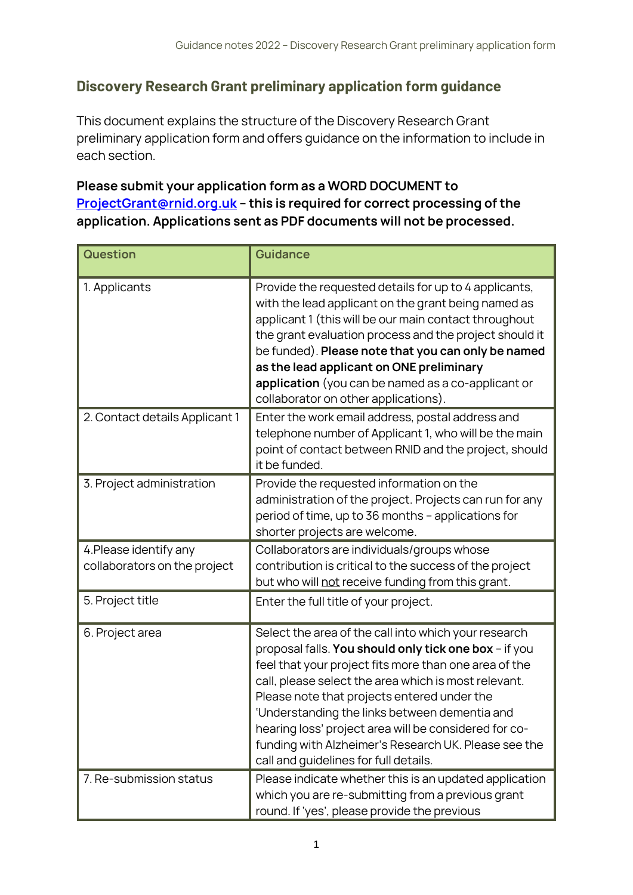## Discovery Research Grant preliminary application form guidance

This document explains the structure of the Discovery Research Grant preliminary application form and offers guidance on the information to include in each section.

**Please submit your application form as a WORD DOCUMENT to [ProjectGrant@rnid.org.uk](mailto:ProjectGrant@rnid.org.uk) – this is required for correct processing of the application. Applications sent as PDF documents will not be processed.**

| Question | Guidance |
| --- | --- |
| 1. Applicants | Provide the requested details for up to 4 applicants, with the lead applicant on the grant being named as applicant 1 (this will be our main contact throughout the grant evaluation process and the project should it be funded). **Please note that you can only be named as the lead applicant on ONE preliminary application** (you can be named as a co-applicant or collaborator on other applications). |
| 2. Contact details Applicant 1 | Enter the work email address, postal address and telephone number of Applicant 1, who will be the main point of contact between RNID and the project, should it be funded. |
| 3. Project administration | Provide the requested information on the administration of the project. Projects can run for any period of time, up to 36 months – applications for shorter projects are welcome. |
| 4.Please identify any collaborators on the project | Collaborators are individuals/groups whose contribution is critical to the success of the project but who will <u>not</u> receive funding from this grant. |
| 5. Project title | Enter the full title of your project. |
| 6. Project area | Select the area of the call into which your research proposal falls. **You should only tick one box** – if you feel that your project fits more than one area of the call, please select the area which is most relevant. Please note that projects entered under the 'Understanding the links between dementia and hearing loss' project area will be considered for co-funding with Alzheimer's Research UK. Please see the call and guidelines for full details. |
| 7. Re-submission status | Please indicate whether this is an updated application which you are re-submitting from a previous grant round. If 'yes', please provide the previous |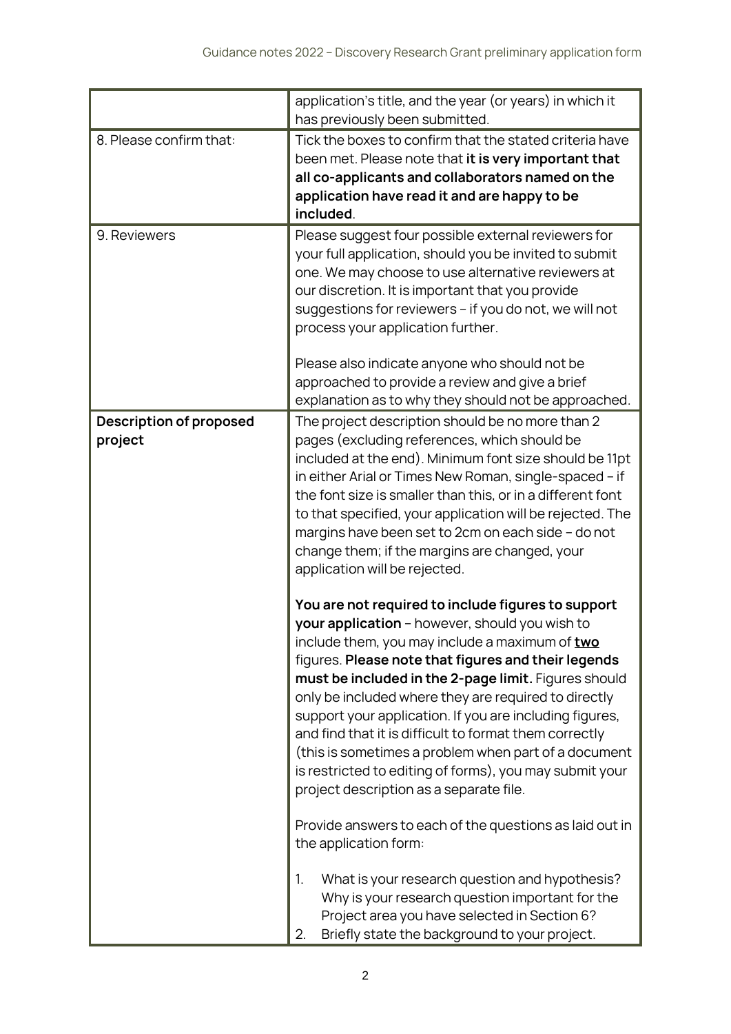| | |
|---|---|
| | application's title, and the year (or years) in which it has previously been submitted. |
| 8. Please confirm that: | Tick the boxes to confirm that the stated criteria have been met. Please note that **it is very important that all co-applicants and collaborators named on the application have read it and are happy to be included**. |
| 9. Reviewers | Please suggest four possible external reviewers for your full application, should you be invited to submit one. We may choose to use alternative reviewers at our discretion. It is important that you provide suggestions for reviewers – if you do not, we will not process your application further.<br><br>Please also indicate anyone who should not be approached to provide a review and give a brief explanation as to why they should not be approached. |
| **Description of proposed project** | The project description should be no more than 2 pages (excluding references, which should be included at the end). Minimum font size should be 11pt in either Arial or Times New Roman, single-spaced – if the font size is smaller than this, or in a different font to that specified, your application will be rejected. The margins have been set to 2cm on each side – do not change them; if the margins are changed, your application will be rejected.<br><br>**You are not required to include figures to support your application** – however, should you wish to include them, you may include a maximum of **<u>two</u>** figures. **Please note that figures and their legends must be included in the 2-page limit.** Figures should only be included where they are required to directly support your application. If you are including figures, and find that it is difficult to format them correctly (this is sometimes a problem when part of a document is restricted to editing of forms), you may submit your project description as a separate file.<br><br>Provide answers to each of the questions as laid out in the application form:<br><br>1. What is your research question and hypothesis? Why is your research question important for the Project area you have selected in Section 6?<br>2. Briefly state the background to your project. |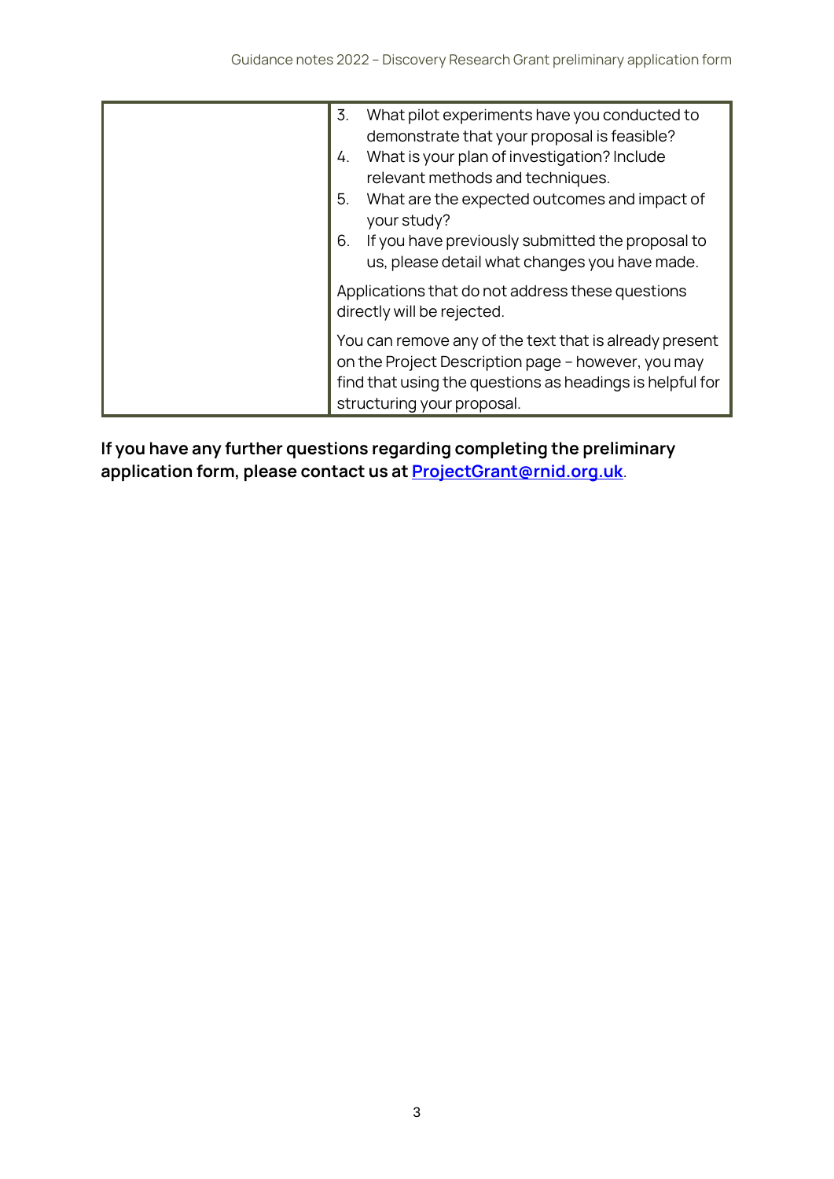| | |
|---|---|
| | 3. What pilot experiments have you conducted to demonstrate that your proposal is feasible?<br>4. What is your plan of investigation? Include relevant methods and techniques.<br>5. What are the expected outcomes and impact of your study?<br>6. If you have previously submitted the proposal to us, please detail what changes you have made.<br><br>Applications that do not address these questions directly will be rejected.<br><br>You can remove any of the text that is already present on the Project Description page – however, you may find that using the questions as headings is helpful for structuring your proposal. |

**If you have any further questions regarding completing the preliminary application form, please contact us at [ProjectGrant@rnid.org.uk](mailto:ProjectGrant@rnid.org.uk).**